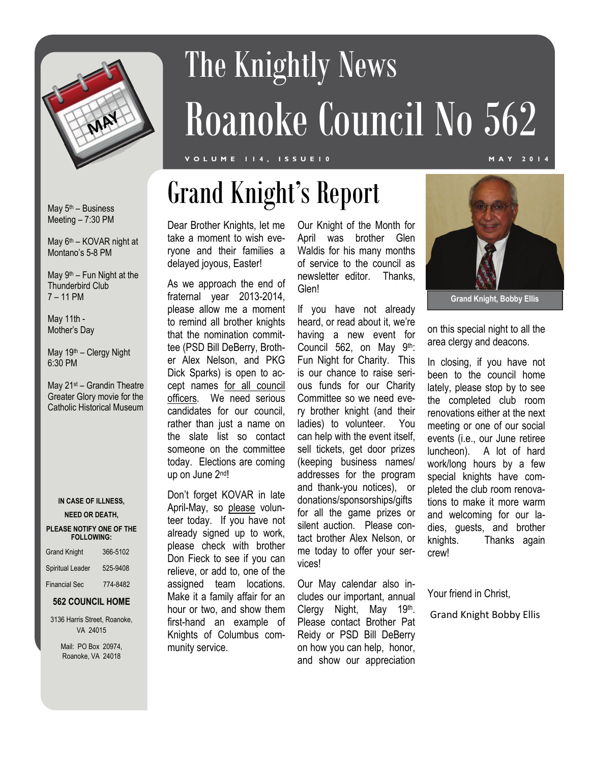# The Knightly News
# Roanoke Council No 562

VOLUME 114, ISSUE10 — MAY 2014

May 5th – Business Meeting – 7:30 PM

May 6th – KOVAR night at Montano's 5-8 PM

May 9th – Fun Night at the Thunderbird Club 7 – 11 PM

May 11th - Mother's Day

May 19th – Clergy Night 6:30 PM

May 21st – Grandin Theatre Greater Glory movie for the Catholic Historical Museum

**IN CASE OF ILLNESS, NEED OR DEATH, PLEASE NOTIFY ONE OF THE FOLLOWING:**

| | |
|---|---|
| Grand Knight | 366-5102 |
| Spiritual Leader | 525-9408 |
| Financial Sec | 774-8482 |

**562 COUNCIL HOME**

3136 Harris Street, Roanoke, VA 24015

Mail: PO Box 20974, Roanoke, VA 24018

## Grand Knight's Report

Dear Brother Knights, let me take a moment to wish everyone and their families a delayed joyous, Easter!

As we approach the end of fraternal year 2013-2014, please allow me a moment to remind all brother knights that the nomination committee (PSD Bill DeBerry, Brother Alex Nelson, and PKG Dick Sparks) is open to accept names <u>for all council officers</u>. We need serious candidates for our council, rather than just a name on the slate list so contact someone on the committee today. Elections are coming up on June 2nd!

Don't forget KOVAR in late April-May, so <u>please</u> volunteer today. If you have not already signed up to work, please check with brother Don Fieck to see if you can relieve, or add to, one of the assigned team locations. Make it a family affair for an hour or two, and show them first-hand an example of Knights of Columbus community service.

Our Knight of the Month for April was brother Glen Waldis for his many months of service to the council as newsletter editor. Thanks, Glen!

If you have not already heard, or read about it, we're having a new event for Council 562, on May 9th: Fun Night for Charity. This is our chance to raise serious funds for our Charity Committee so we need every brother knight (and their ladies) to volunteer. You can help with the event itself, sell tickets, get door prizes (keeping business names/ addresses for the program and thank-you notices), or donations/sponsorships/gifts for all the game prizes or silent auction. Please contact brother Alex Nelson, or me today to offer your services!

Our May calendar also includes our important, annual Clergy Night, May 19th. Please contact Brother Pat Reidy or PSD Bill DeBerry on how you can help, honor, and show our appreciation on this special night to all the area clergy and deacons.

Grand Knight, Bobby Ellis

In closing, if you have not been to the council home lately, please stop by to see the completed club room renovations either at the next meeting or one of our social events (i.e., our June retiree luncheon). A lot of hard work/long hours by a few special knights have completed the club room renovations to make it more warm and welcoming for our ladies, guests, and brother knights. Thanks again crew!

Your friend in Christ,

Grand Knight Bobby Ellis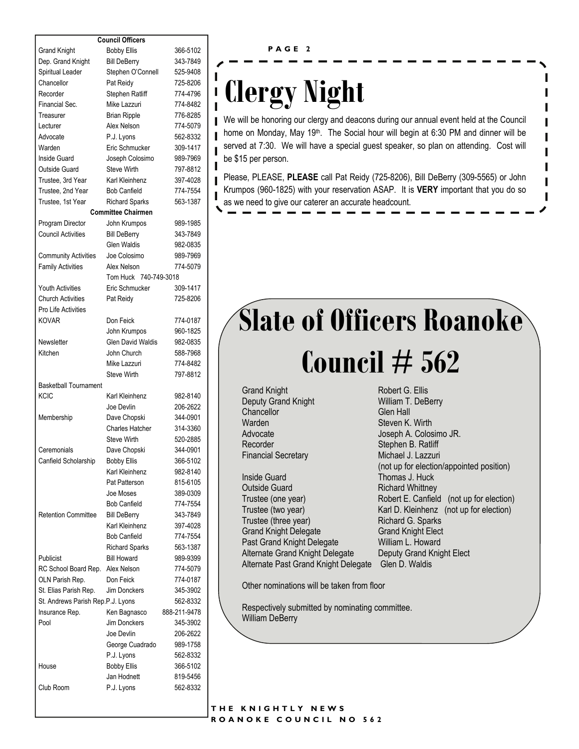| Council Officers | | |
| --- | --- | --- |
| Grand Knight | Bobby Ellis | 366-5102 |
| Dep. Grand Knight | Bill DeBerry | 343-7849 |
| Spiritual Leader | Stephen O'Connell | 525-9408 |
| Chancellor | Pat Reidy | 725-8206 |
| Recorder | Stephen Ratliff | 774-4796 |
| Financial Sec. | Mike Lazzuri | 774-8482 |
| Treasurer | Brian Ripple | 776-8285 |
| Lecturer | Alex Nelson | 774-5079 |
| Advocate | P.J. Lyons | 562-8332 |
| Warden | Eric Schmucker | 309-1417 |
| Inside Guard | Joseph Colosimo | 989-7969 |
| Outside Guard | Steve Wirth | 797-8812 |
| Trustee, 3rd Year | Karl Kleinhenz | 397-4028 |
| Trustee, 2nd Year | Bob Canfield | 774-7554 |
| Trustee, 1st Year | Richard Sparks | 563-1387 |
| **Committee Chairmen** | | |
| Program Director | John Krumpos | 989-1985 |
| Council Activities | Bill DeBerry | 343-7849 |
| | Glen Waldis | 982-0835 |
| Community Activities | Joe Colosimo | 989-7969 |
| Family Activities | Alex Nelson | 774-5079 |
| | Tom Huck 740-749-3018 | |
| Youth Activities | Eric Schmucker | 309-1417 |
| Church Activities | Pat Reidy | 725-8206 |
| Pro Life Activities | | |
| KOVAR | Don Feick | 774-0187 |
| | John Krumpos | 960-1825 |
| Newsletter | Glen David Waldis | 982-0835 |
| Kitchen | John Church | 588-7968 |
| | Mike Lazzuri | 774-8482 |
| | Steve Wirth | 797-8812 |
| Basketball Tournament | | |
| KCIC | Karl Kleinhenz | 982-8140 |
| | Joe Devlin | 206-2622 |
| Membership | Dave Chopski | 344-0901 |
| | Charles Hatcher | 314-3360 |
| | Steve Wirth | 520-2885 |
| Ceremonials | Dave Chopski | 344-0901 |
| Canfield Scholarship | Bobby Ellis | 366-5102 |
| | Karl Kleinhenz | 982-8140 |
| | Pat Patterson | 815-6105 |
| | Joe Moses | 389-0309 |
| | Bob Canfield | 774-7554 |
| Retention Committee | Bill DeBerry | 343-7849 |
| | Karl Kleinhenz | 397-4028 |
| | Bob Canfield | 774-7554 |
| | Richard Sparks | 563-1387 |
| Publicist | Bill Howard | 989-9399 |
| RC School Board Rep. | Alex Nelson | 774-5079 |
| OLN Parish Rep. | Don Feick | 774-0187 |
| St. Elias Parish Rep. | Jim Donckers | 345-3902 |
| St. Andrews Parish Rep. | P.J. Lyons | 562-8332 |
| Insurance Rep. | Ken Bagnasco | 888-211-9478 |
| Pool | Jim Donckers | 345-3902 |
| | Joe Devlin | 206-2622 |
| | George Cuadrado | 989-1758 |
| | P.J. Lyons | 562-8332 |
| House | Bobby Ellis | 366-5102 |
| | Jan Hodnett | 819-5456 |
| Club Room | P.J. Lyons | 562-8332 |

# Clergy Night

We will be honoring our clergy and deacons during our annual event held at the Council home on Monday, May 19th. The Social hour will begin at 6:30 PM and dinner will be served at 7:30. We will have a special guest speaker, so plan on attending. Cost will be $15 per person.

Please, PLEASE, **PLEASE** call Pat Reidy (725-8206), Bill DeBerry (309-5565) or John Krumpos (960-1825) with your reservation ASAP. It is **VERY** important that you do so as we need to give our caterer an accurate headcount.

# Slate of Officers Roanoke Council # 562

| | |
| --- | --- |
| Grand Knight | Robert G. Ellis |
| Deputy Grand Knight | William T. DeBerry |
| Chancellor | Glen Hall |
| Warden | Steven K. Wirth |
| Advocate | Joseph A. Colosimo JR. |
| Recorder | Stephen B. Ratliff |
| Financial Secretary | Michael J. Lazzuri (not up for election/appointed position) |
| Inside Guard | Thomas J. Huck |
| Outside Guard | Richard Whittney |
| Trustee (one year) | Robert E. Canfield (not up for election) |
| Trustee (two year) | Karl D. Kleinhenz (not up for election) |
| Trustee (three year) | Richard G. Sparks |
| Grand Knight Delegate | Grand Knight Elect |
| Past Grand Knight Delegate | William L. Howard |
| Alternate Grand Knight Delegate | Deputy Grand Knight Elect |
| Alternate Past Grand Knight Delegate | Glen D. Waldis |

Other nominations will be taken from floor

Respectively submitted by nominating committee.
William DeBerry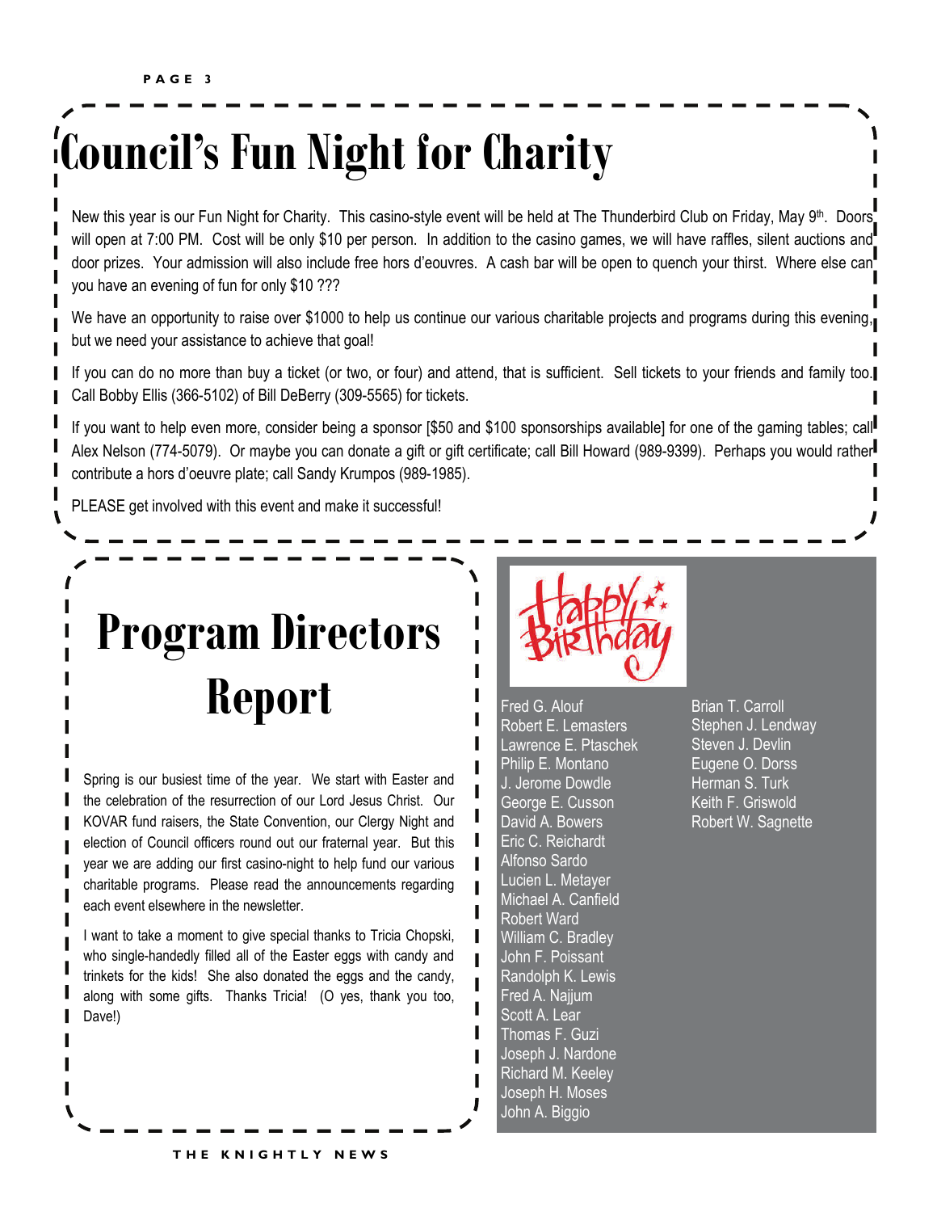# Council's Fun Night for Charity

New this year is our Fun Night for Charity. This casino-style event will be held at The Thunderbird Club on Friday, May 9th. Doors will open at 7:00 PM. Cost will be only $10 per person. In addition to the casino games, we will have raffles, silent auctions and door prizes. Your admission will also include free hors d'eouvres. A cash bar will be open to quench your thirst. Where else can you have an evening of fun for only $10 ???

We have an opportunity to raise over $1000 to help us continue our various charitable projects and programs during this evening, but we need your assistance to achieve that goal!

If you can do no more than buy a ticket (or two, or four) and attend, that is sufficient. Sell tickets to your friends and family too. Call Bobby Ellis (366-5102) of Bill DeBerry (309-5565) for tickets.

If you want to help even more, consider being a sponsor [$50 and $100 sponsorships available] for one of the gaming tables; call Alex Nelson (774-5079). Or maybe you can donate a gift or gift certificate; call Bill Howard (989-9399). Perhaps you would rather contribute a hors d'oeuvre plate; call Sandy Krumpos (989-1985).

PLEASE get involved with this event and make it successful!

# Program Directors Report

Spring is our busiest time of the year. We start with Easter and the celebration of the resurrection of our Lord Jesus Christ. Our KOVAR fund raisers, the State Convention, our Clergy Night and election of Council officers round out our fraternal year. But this year we are adding our first casino-night to help fund our various charitable programs. Please read the announcements regarding each event elsewhere in the newsletter.

I want to take a moment to give special thanks to Tricia Chopski, who single-handedly filled all of the Easter eggs with candy and trinkets for the kids! She also donated the eggs and the candy, along with some gifts. Thanks Tricia! (O yes, thank you too, Dave!)

## Happy Birthday

Fred G. Alouf
Robert E. Lemasters
Lawrence E. Ptaschek
Philip E. Montano
J. Jerome Dowdle
George E. Cusson
David A. Bowers
Eric C. Reichardt
Alfonso Sardo
Lucien L. Metayer
Michael A. Canfield
Robert Ward
William C. Bradley
John F. Poissant
Randolph K. Lewis
Fred A. Najjum
Scott A. Lear
Thomas F. Guzi
Joseph J. Nardone
Richard M. Keeley
Joseph H. Moses
John A. Biggio
Brian T. Carroll
Stephen J. Lendway
Steven J. Devlin
Eugene O. Dorss
Herman S. Turk
Keith F. Griswold
Robert W. Sagnette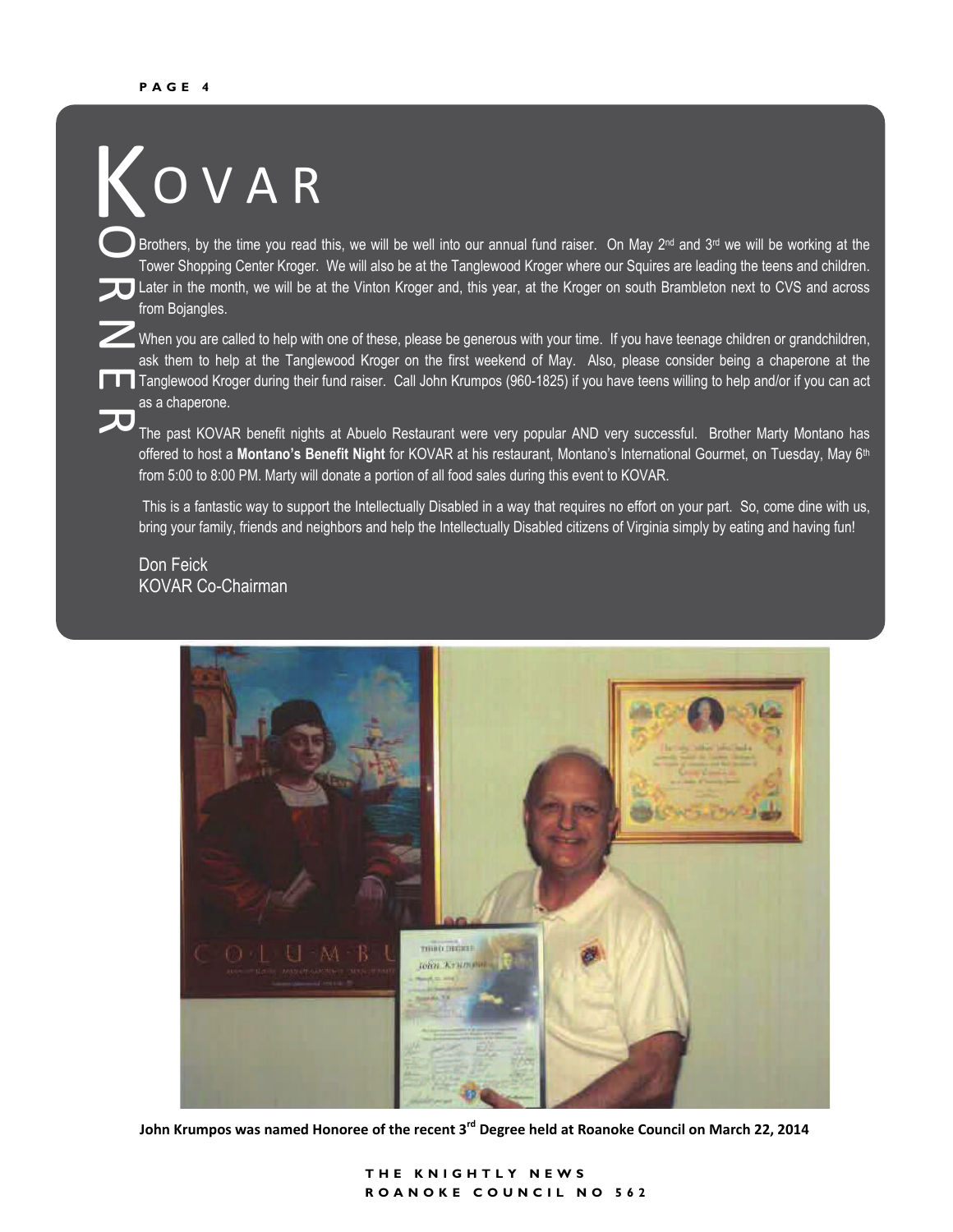# KOVAR KORNER

Brothers, by the time you read this, we will be well into our annual fund raiser. On May 2nd and 3rd we will be working at the Tower Shopping Center Kroger. We will also be at the Tanglewood Kroger where our Squires are leading the teens and children. Later in the month, we will be at the Vinton Kroger and, this year, at the Kroger on south Brambleton next to CVS and across from Bojangles.

When you are called to help with one of these, please be generous with your time. If you have teenage children or grandchildren, ask them to help at the Tanglewood Kroger on the first weekend of May. Also, please consider being a chaperone at the Tanglewood Kroger during their fund raiser. Call John Krumpos (960-1825) if you have teens willing to help and/or if you can act as a chaperone.

The past KOVAR benefit nights at Abuelo Restaurant were very popular AND very successful. Brother Marty Montano has offered to host a **Montano's Benefit Night** for KOVAR at his restaurant, Montano's International Gourmet, on Tuesday, May 6th from 5:00 to 8:00 PM. Marty will donate a portion of all food sales during this event to KOVAR.

This is a fantastic way to support the Intellectually Disabled in a way that requires no effort on your part. So, come dine with us, bring your family, friends and neighbors and help the Intellectually Disabled citizens of Virginia simply by eating and having fun!

Don Feick
KOVAR Co-Chairman

**John Krumpos was named Honoree of the recent 3rd Degree held at Roanoke Council on March 22, 2014**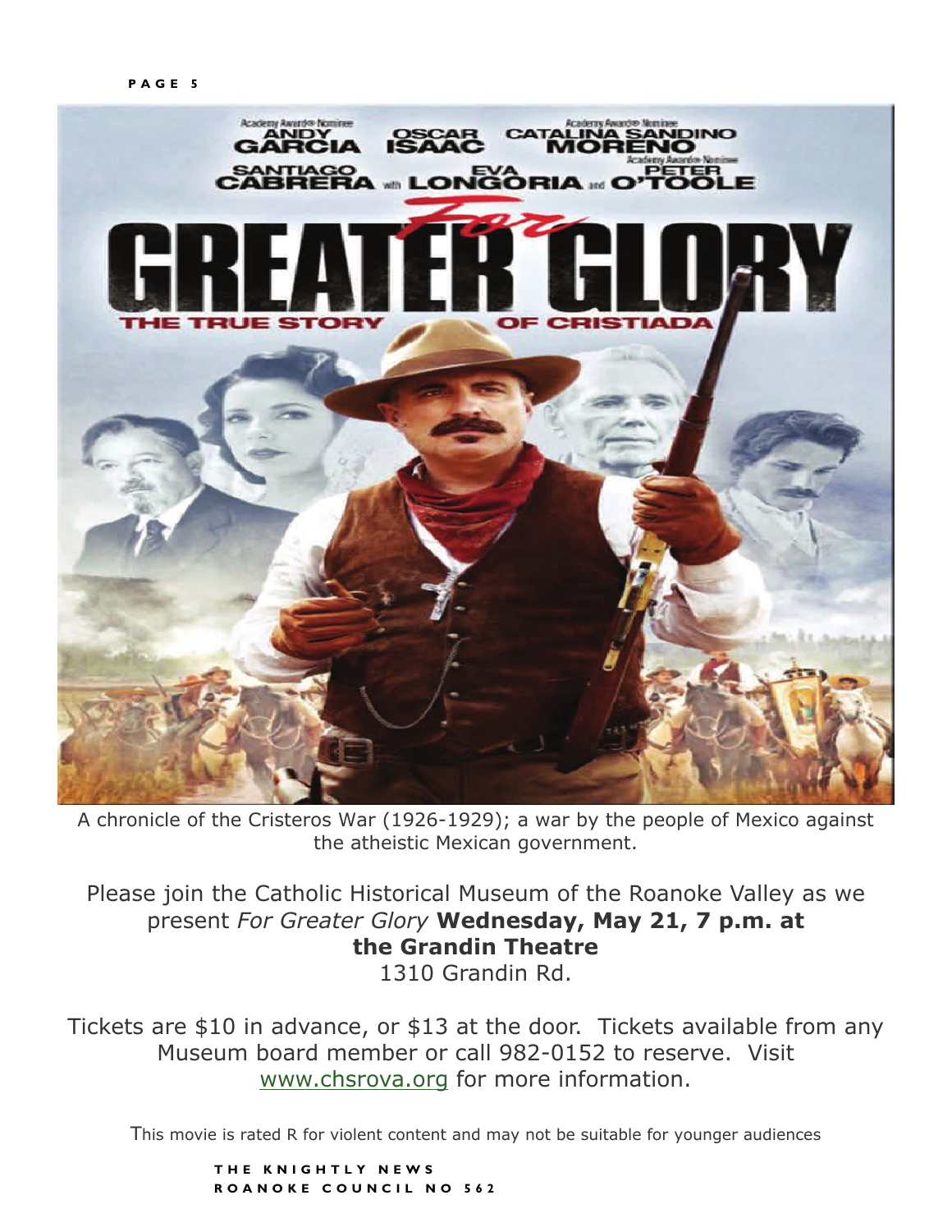A chronicle of the Cristeros War (1926-1929); a war by the people of Mexico against the atheistic Mexican government.

Please join the Catholic Historical Museum of the Roanoke Valley as we present *For Greater Glory* **Wednesday, May 21, 7 p.m. at the Grandin Theatre**
1310 Grandin Rd.

Tickets are $10 in advance, or $13 at the door. Tickets available from any Museum board member or call 982-0152 to reserve. Visit www.chsrova.org for more information.

This movie is rated R for violent content and may not be suitable for younger audiences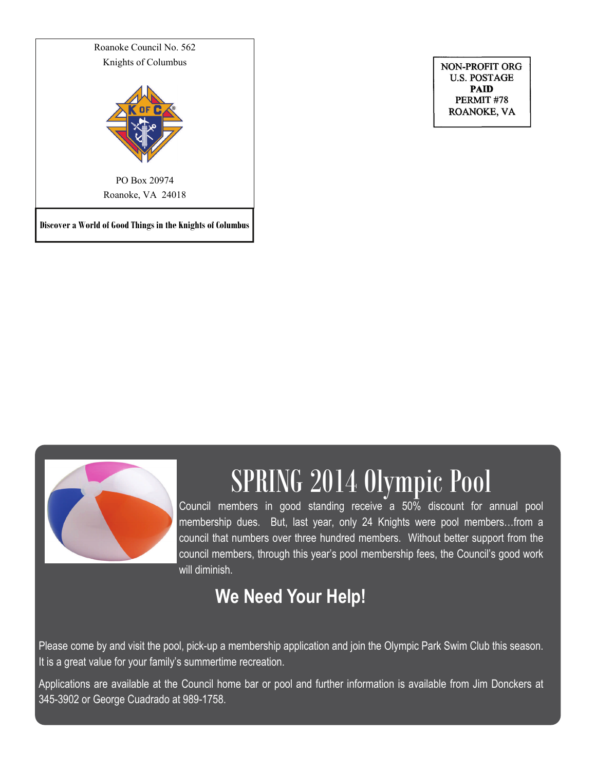Roanoke Council No. 562
Knights of Columbus

PO Box 20974
Roanoke, VA 24018

**Discover a World of Good Things in the Knights of Columbus**

NON-PROFIT ORG
U.S. POSTAGE
**PAID**
PERMIT #78
ROANOKE, VA

# SPRING 2014 Olympic Pool

Council members in good standing receive a 50% discount for annual pool membership dues. But, last year, only 24 Knights were pool members…from a council that numbers over three hundred members. Without better support from the council members, through this year's pool membership fees, the Council's good work will diminish.

## We Need Your Help!

Please come by and visit the pool, pick-up a membership application and join the Olympic Park Swim Club this season. It is a great value for your family's summertime recreation.

Applications are available at the Council home bar or pool and further information is available from Jim Donckers at 345-3902 or George Cuadrado at 989-1758.